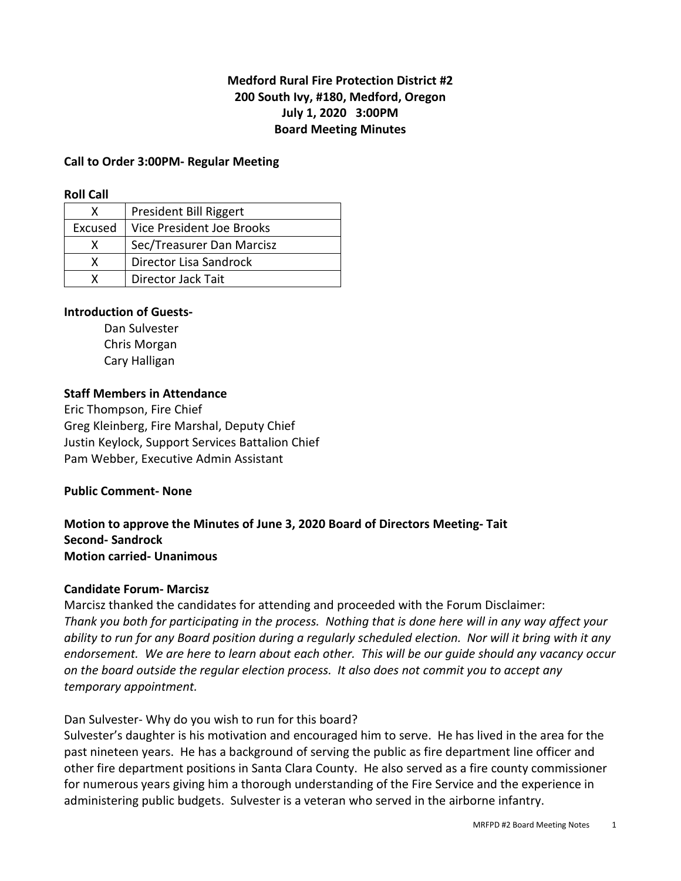**Medford Rural Fire Protection District #2**
**200 South Ivy, #180, Medford, Oregon**
**July 1, 2020 3:00PM**
**Board Meeting Minutes**

**Call to Order 3:00PM- Regular Meeting**

**Roll Call**

| X | President Bill Riggert |
|---|---|
| Excused | Vice President Joe Brooks |
| X | Sec/Treasurer Dan Marcisz |
| X | Director Lisa Sandrock |
| X | Director Jack Tait |

**Introduction of Guests-**

Dan Sulvester
Chris Morgan
Cary Halligan

**Staff Members in Attendance**

Eric Thompson, Fire Chief
Greg Kleinberg, Fire Marshal, Deputy Chief
Justin Keylock, Support Services Battalion Chief
Pam Webber, Executive Admin Assistant

**Public Comment- None**

**Motion to approve the Minutes of June 3, 2020 Board of Directors Meeting- Tait**
**Second- Sandrock**
**Motion carried- Unanimous**

**Candidate Forum- Marcisz**

Marcisz thanked the candidates for attending and proceeded with the Forum Disclaimer:
*Thank you both for participating in the process. Nothing that is done here will in any way affect your ability to run for any Board position during a regularly scheduled election. Nor will it bring with it any endorsement. We are here to learn about each other. This will be our guide should any vacancy occur on the board outside the regular election process. It also does not commit you to accept any temporary appointment.*

Dan Sulvester- Why do you wish to run for this board?
Sulvester's daughter is his motivation and encouraged him to serve. He has lived in the area for the past nineteen years. He has a background of serving the public as fire department line officer and other fire department positions in Santa Clara County. He also served as a fire county commissioner for numerous years giving him a thorough understanding of the Fire Service and the experience in administering public budgets. Sulvester is a veteran who served in the airborne infantry.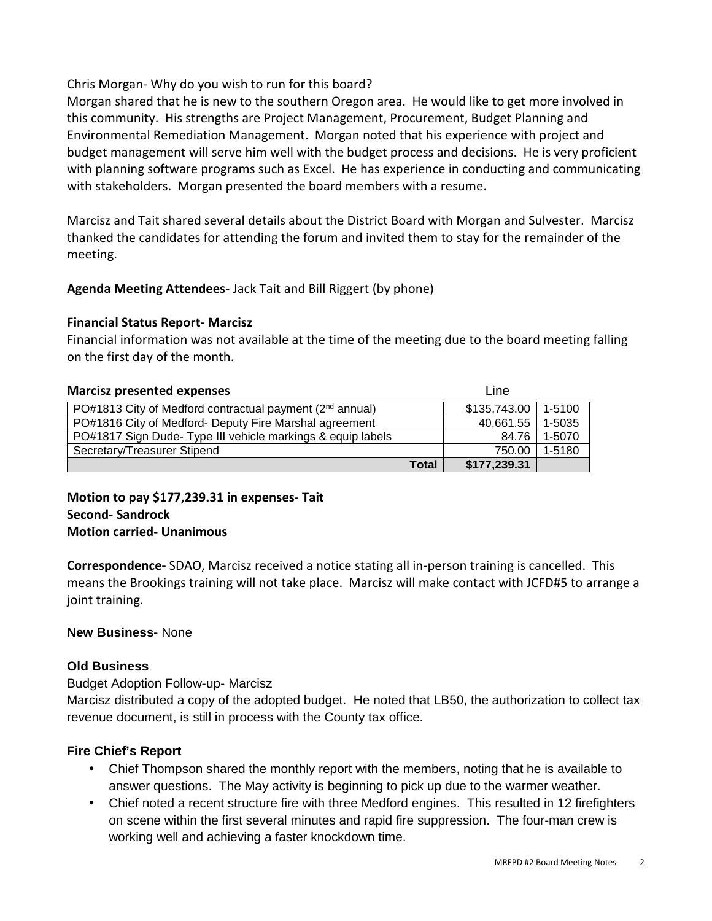Chris Morgan- Why do you wish to run for this board?

Morgan shared that he is new to the southern Oregon area. He would like to get more involved in this community. His strengths are Project Management, Procurement, Budget Planning and Environmental Remediation Management. Morgan noted that his experience with project and budget management will serve him well with the budget process and decisions. He is very proficient with planning software programs such as Excel. He has experience in conducting and communicating with stakeholders. Morgan presented the board members with a resume.

Marcisz and Tait shared several details about the District Board with Morgan and Sulvester. Marcisz thanked the candidates for attending the forum and invited them to stay for the remainder of the meeting.

**Agenda Meeting Attendees-** Jack Tait and Bill Riggert (by phone)

**Financial Status Report- Marcisz**

Financial information was not available at the time of the meeting due to the board meeting falling on the first day of the month.

**Marcisz presented expenses**

| | | Line |
|---|---|---|
| PO#1813 City of Medford contractual payment (2nd annual) | $135,743.00 | 1-5100 |
| PO#1816 City of Medford- Deputy Fire Marshal agreement | 40,661.55 | 1-5035 |
| PO#1817 Sign Dude- Type III vehicle markings & equip labels | 84.76 | 1-5070 |
| Secretary/Treasurer Stipend | 750.00 | 1-5180 |
| **Total** | **$177,239.31** | |

**Motion to pay $177,239.31 in expenses- Tait**
**Second- Sandrock**
**Motion carried- Unanimous**

**Correspondence-** SDAO, Marcisz received a notice stating all in-person training is cancelled. This means the Brookings training will not take place. Marcisz will make contact with JCFD#5 to arrange a joint training.

**New Business-** None

**Old Business**

Budget Adoption Follow-up- Marcisz

Marcisz distributed a copy of the adopted budget. He noted that LB50, the authorization to collect tax revenue document, is still in process with the County tax office.

**Fire Chief's Report**

- Chief Thompson shared the monthly report with the members, noting that he is available to answer questions. The May activity is beginning to pick up due to the warmer weather.
- Chief noted a recent structure fire with three Medford engines. This resulted in 12 firefighters on scene within the first several minutes and rapid fire suppression. The four-man crew is working well and achieving a faster knockdown time.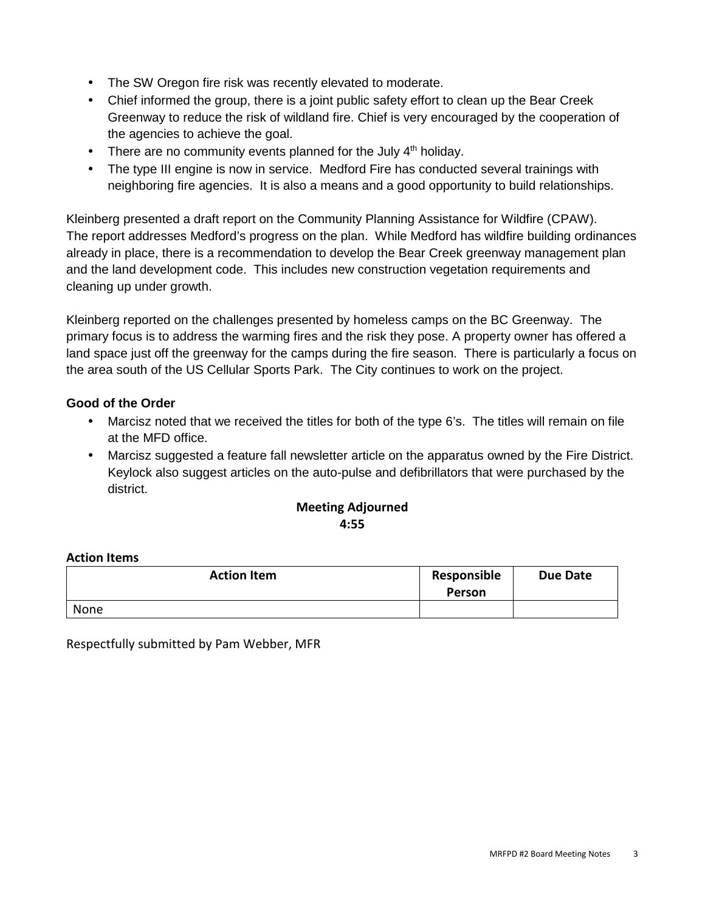- The SW Oregon fire risk was recently elevated to moderate.
- Chief informed the group, there is a joint public safety effort to clean up the Bear Creek Greenway to reduce the risk of wildland fire. Chief is very encouraged by the cooperation of the agencies to achieve the goal.
- There are no community events planned for the July 4th holiday.
- The type III engine is now in service. Medford Fire has conducted several trainings with neighboring fire agencies. It is also a means and a good opportunity to build relationships.

Kleinberg presented a draft report on the Community Planning Assistance for Wildfire (CPAW). The report addresses Medford's progress on the plan. While Medford has wildfire building ordinances already in place, there is a recommendation to develop the Bear Creek greenway management plan and the land development code. This includes new construction vegetation requirements and cleaning up under growth.

Kleinberg reported on the challenges presented by homeless camps on the BC Greenway. The primary focus is to address the warming fires and the risk they pose. A property owner has offered a land space just off the greenway for the camps during the fire season. There is particularly a focus on the area south of the US Cellular Sports Park. The City continues to work on the project.

### Good of the Order

- Marcisz noted that we received the titles for both of the type 6's. The titles will remain on file at the MFD office.
- Marcisz suggested a feature fall newsletter article on the apparatus owned by the Fire District. Keylock also suggest articles on the auto-pulse and defibrillators that were purchased by the district.

**Meeting Adjourned**
**4:55**

### Action Items

| Action Item | Responsible Person | Due Date |
|---|---|---|
| None | | |

Respectfully submitted by Pam Webber, MFR